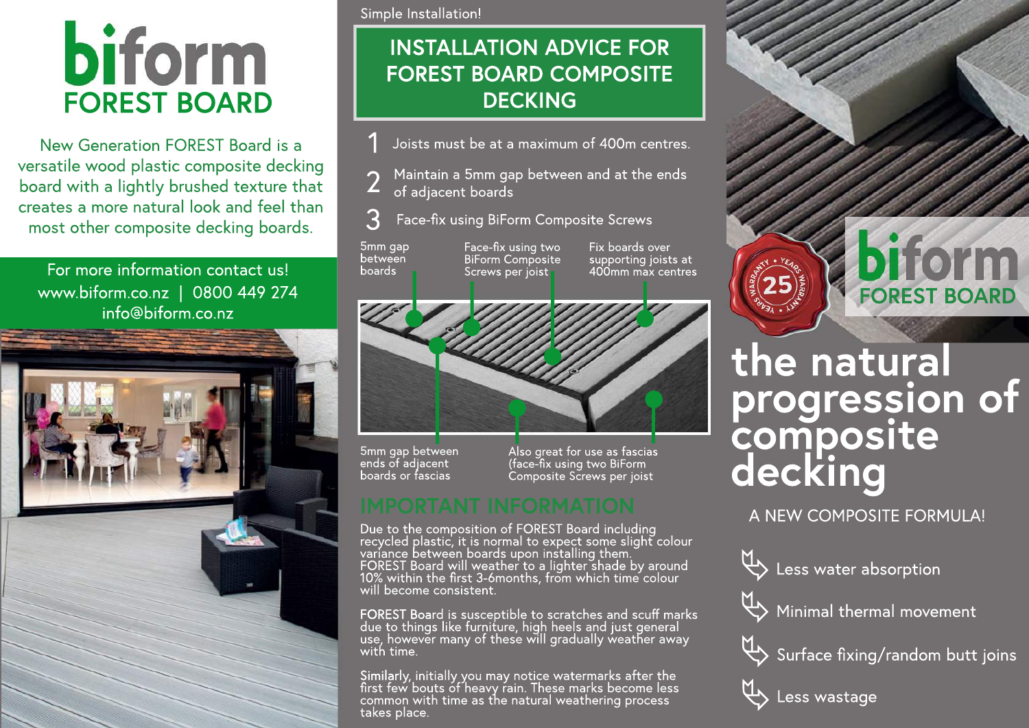# biform FOREST BOARD

New Generation FOREST Board is a versatile wood plastic composite decking board with a lightly brushed texture that creates a more natural look and feel than most other composite decking boards.

For more information contact us!
www.biform.co.nz | 0800 449 274
info@biform.co.nz

Simple Installation!

## INSTALLATION ADVICE FOR FOREST BOARD COMPOSITE DECKING

1. Joists must be at a maximum of 400m centres.
2. Maintain a 5mm gap between and at the ends of adjacent boards
3. Face-fix using BiForm Composite Screws

5mm gap between boards

Face-fix using two BiForm Composite Screws per joist

Fix boards over supporting joists at 400mm max centres

5mm gap between ends of adjacent boards or fascias

Also great for use as fascias (face-fix using two BiForm Composite Screws per joist

## IMPORTANT INFORMATION

Due to the composition of FOREST Board including recycled plastic, it is normal to expect some slight colour variance between boards upon installing them. FOREST Board will weather to a lighter shade by around 10% within the first 3-6months, from which time colour will become consistent.

FOREST Board is susceptible to scratches and scuff marks due to things like furniture, high heels and just general use, however many of these will gradually weather away with time.

Similarly, initially you may notice watermarks after the first few bouts of heavy rain. These marks become less common with time as the natural weathering process takes place.

25 YEARS WARRANTY

# biform FOREST BOARD

# the natural progression of composite decking

A NEW COMPOSITE FORMULA!

- Less water absorption
- Minimal thermal movement
- Surface fixing/random butt joins
- Less wastage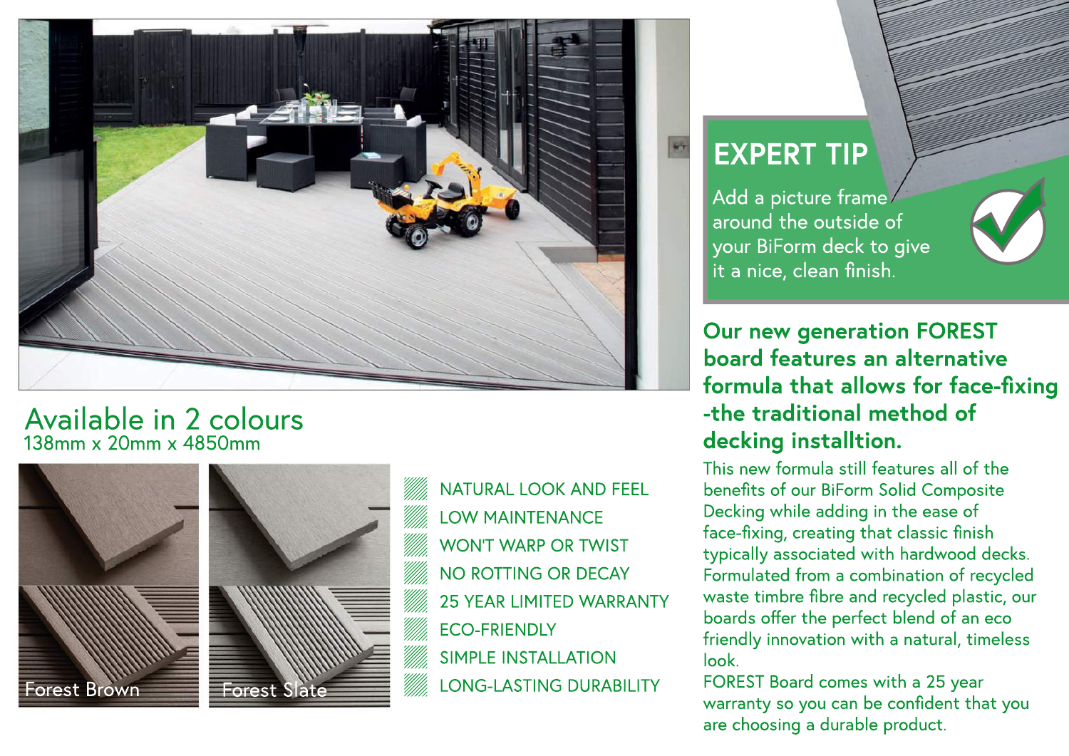## Available in 2 colours

138mm x 20mm x 4850mm

Forest Brown

Forest Slate

- NATURAL LOOK AND FEEL
- LOW MAINTENANCE
- WON'T WARP OR TWIST
- NO ROTTING OR DECAY
- 25 YEAR LIMITED WARRANTY
- ECO-FRIENDLY
- SIMPLE INSTALLATION
- LONG-LASTING DURABILITY

## EXPERT TIP

Add a picture frame around the outside of your BiForm deck to give it a nice, clean finish.

### Our new generation FOREST board features an alternative formula that allows for face-fixing -the traditional method of decking installtion.

This new formula still features all of the benefits of our BiForm Solid Composite Decking while adding in the ease of face-fixing, creating that classic finish typically associated with hardwood decks. Formulated from a combination of recycled waste timbre fibre and recycled plastic, our boards offer the perfect blend of an eco friendly innovation with a natural, timeless look.

FOREST Board comes with a 25 year warranty so you can be confident that you are choosing a durable product.